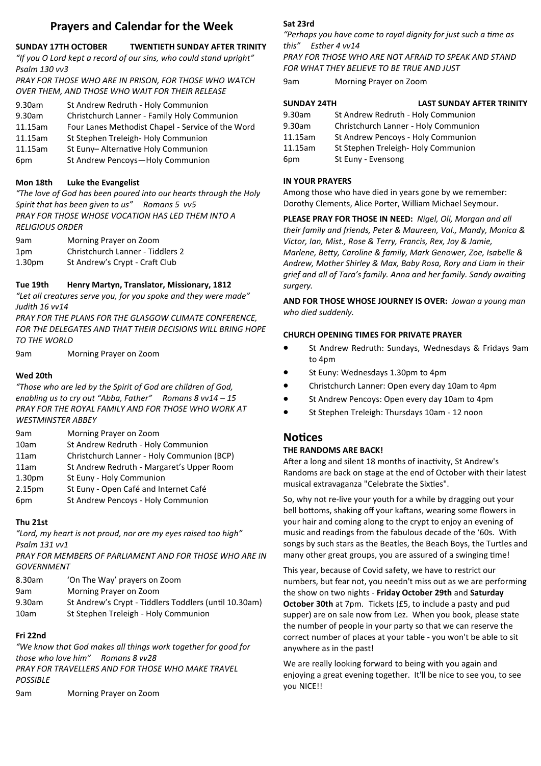# Prayers and Calendar for the Week

**SUNDAY 17TH OCTOBER TWENTIETH SUNDAY AFTER TRINITY**

*"If you O Lord kept a record of our sins, who could stand upright" Psalm 130 vv3*

*PRAY FOR THOSE WHO ARE IN PRISON, FOR THOSE WHO WATCH OVER THEM, AND THOSE WHO WAIT FOR THEIR RELEASE*

| | |
|---|---|
| 9.30am | St Andrew Redruth - Holy Communion |
| 9.30am | Christchurch Lanner - Family Holy Communion |
| 11.15am | Four Lanes Methodist Chapel - Service of the Word |
| 11.15am | St Stephen Treleigh- Holy Communion |
| 11.15am | St Euny– Alternative Holy Communion |
| 6pm | St Andrew Pencoys—Holy Communion |

**Mon 18th Luke the Evangelist**

*"The love of God has been poured into our hearts through the Holy Spirit that has been given to us" Romans 5 vv5*

*PRAY FOR THOSE WHOSE VOCATION HAS LED THEM INTO A RELIGIOUS ORDER*

| | |
|---|---|
| 9am | Morning Prayer on Zoom |
| 1pm | Christchurch Lanner - Tiddlers 2 |
| 1.30pm | St Andrew's Crypt - Craft Club |

**Tue 19th Henry Martyn, Translator, Missionary, 1812**

*"Let all creatures serve you, for you spoke and they were made" Judith 16 vv14*

*PRAY FOR THE PLANS FOR THE GLASGOW CLIMATE CONFERENCE, FOR THE DELEGATES AND THAT THEIR DECISIONS WILL BRING HOPE TO THE WORLD*

| | |
|---|---|
| 9am | Morning Prayer on Zoom |

**Wed 20th**

*"Those who are led by the Spirit of God are children of God, enabling us to cry out "Abba, Father" Romans 8 vv14 – 15*

*PRAY FOR THE ROYAL FAMILY AND FOR THOSE WHO WORK AT WESTMINSTER ABBEY*

| | |
|---|---|
| 9am | Morning Prayer on Zoom |
| 10am | St Andrew Redruth - Holy Communion |
| 11am | Christchurch Lanner - Holy Communion (BCP) |
| 11am | St Andrew Redruth - Margaret's Upper Room |
| 1.30pm | St Euny - Holy Communion |
| 2.15pm | St Euny - Open Café and Internet Café |
| 6pm | St Andrew Pencoys - Holy Communion |

**Thu 21st**

*"Lord, my heart is not proud, nor are my eyes raised too high" Psalm 131 vv1*

*PRAY FOR MEMBERS OF PARLIAMENT AND FOR THOSE WHO ARE IN GOVERNMENT*

| | |
|---|---|
| 8.30am | 'On The Way' prayers on Zoom |
| 9am | Morning Prayer on Zoom |
| 9.30am | St Andrew's Crypt - Tiddlers Toddlers (until 10.30am) |
| 10am | St Stephen Treleigh - Holy Communion |

**Fri 22nd**

*"We know that God makes all things work together for good for those who love him" Romans 8 vv28*

*PRAY FOR TRAVELLERS AND FOR THOSE WHO MAKE TRAVEL POSSIBLE*

| | |
|---|---|
| 9am | Morning Prayer on Zoom |

**Sat 23rd**

*"Perhaps you have come to royal dignity for just such a time as this" Esther 4 vv14*

*PRAY FOR THOSE WHO ARE NOT AFRAID TO SPEAK AND STAND FOR WHAT THEY BELIEVE TO BE TRUE AND JUST*

| | |
|---|---|
| 9am | Morning Prayer on Zoom |

**SUNDAY 24TH LAST SUNDAY AFTER TRINITY**

| | |
|---|---|
| 9.30am | St Andrew Redruth - Holy Communion |
| 9.30am | Christchurch Lanner - Holy Communion |
| 11.15am | St Andrew Pencoys - Holy Communion |
| 11.15am | St Stephen Treleigh- Holy Communion |
| 6pm | St Euny - Evensong |

**IN YOUR PRAYERS**

Among those who have died in years gone by we remember: Dorothy Clements, Alice Porter, William Michael Seymour.

**PLEASE PRAY FOR THOSE IN NEED:** *Nigel, Oli, Morgan and all their family and friends, Peter & Maureen, Val., Mandy, Monica & Victor, Ian, Mist., Rose & Terry, Francis, Rex, Joy & Jamie, Marlene, Betty, Caroline & family, Mark Genower, Zoe, Isabelle & Andrew, Mother Shirley & Max, Baby Rosa, Rory and Liam in their grief and all of Tara's family. Anna and her family. Sandy awaiting surgery.*

**AND FOR THOSE WHOSE JOURNEY IS OVER:** *Jowan a young man who died suddenly.*

**CHURCH OPENING TIMES FOR PRIVATE PRAYER**

- St Andrew Redruth: Sundays, Wednesdays & Fridays 9am to 4pm
- St Euny: Wednesdays 1.30pm to 4pm
- Christchurch Lanner: Open every day 10am to 4pm
- St Andrew Pencoys: Open every day 10am to 4pm
- St Stephen Treleigh: Thursdays 10am - 12 noon

# Notices

**THE RANDOMS ARE BACK!**

After a long and silent 18 months of inactivity, St Andrew's Randoms are back on stage at the end of October with their latest musical extravaganza "Celebrate the Sixties".

So, why not re-live your youth for a while by dragging out your bell bottoms, shaking off your kaftans, wearing some flowers in your hair and coming along to the crypt to enjoy an evening of music and readings from the fabulous decade of the '60s. With songs by such stars as the Beatles, the Beach Boys, the Turtles and many other great groups, you are assured of a swinging time!

This year, because of Covid safety, we have to restrict our numbers, but fear not, you needn't miss out as we are performing the show on two nights - **Friday October 29th** and **Saturday October 30th** at 7pm. Tickets (£5, to include a pasty and pud supper) are on sale now from Lez. When you book, please state the number of people in your party so that we can reserve the correct number of places at your table - you won't be able to sit anywhere as in the past!

We are really looking forward to being with you again and enjoying a great evening together. It'll be nice to see you, to see you NICE!!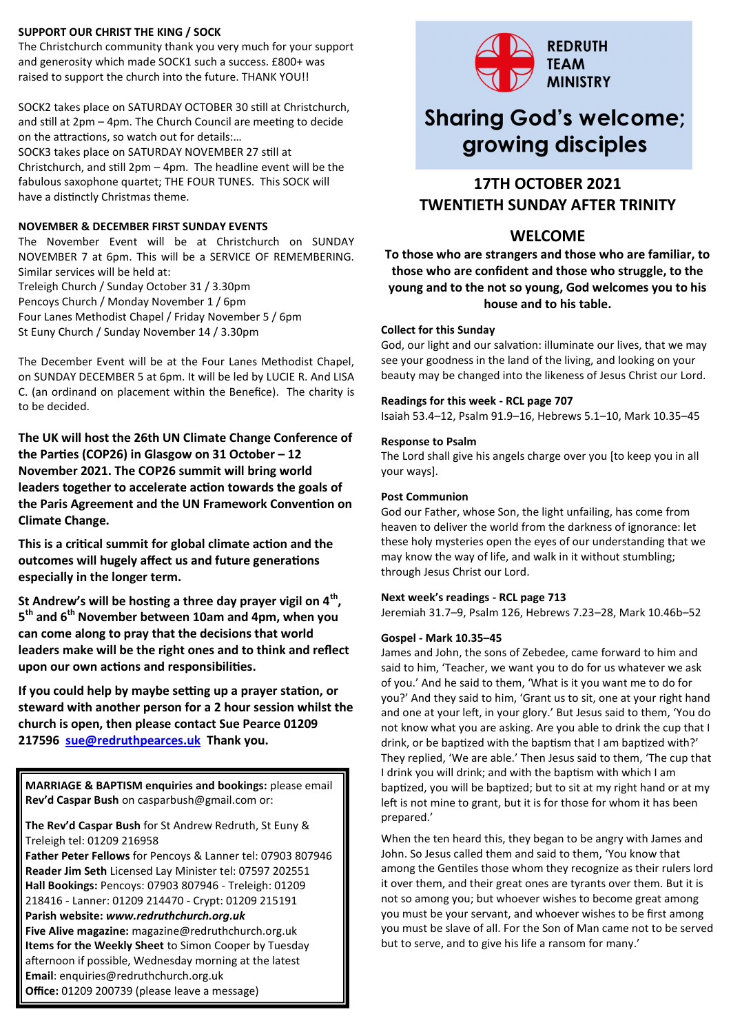**SUPPORT OUR CHRIST THE KING / SOCK**

The Christchurch community thank you very much for your support and generosity which made SOCK1 such a success. £800+ was raised to support the church into the future. THANK YOU!!

SOCK2 takes place on SATURDAY OCTOBER 30 still at Christchurch, and still at 2pm – 4pm. The Church Council are meeting to decide on the attractions, so watch out for details:…

SOCK3 takes place on SATURDAY NOVEMBER 27 still at Christchurch, and still 2pm – 4pm. The headline event will be the fabulous saxophone quartet; THE FOUR TUNES. This SOCK will have a distinctly Christmas theme.

**NOVEMBER & DECEMBER FIRST SUNDAY EVENTS**

The November Event will be at Christchurch on SUNDAY NOVEMBER 7 at 6pm. This will be a SERVICE OF REMEMBERING. Similar services will be held at:

Treleigh Church / Sunday October 31 / 3.30pm
Pencoys Church / Monday November 1 / 6pm
Four Lanes Methodist Chapel / Friday November 5 / 6pm
St Euny Church / Sunday November 14 / 3.30pm

The December Event will be at the Four Lanes Methodist Chapel, on SUNDAY DECEMBER 5 at 6pm. It will be led by LUCIE R. And LISA C. (an ordinand on placement within the Benefice). The charity is to be decided.

**The UK will host the 26th UN Climate Change Conference of the Parties (COP26) in Glasgow on 31 October – 12 November 2021. The COP26 summit will bring world leaders together to accelerate action towards the goals of the Paris Agreement and the UN Framework Convention on Climate Change.**

**This is a critical summit for global climate action and the outcomes will hugely affect us and future generations especially in the longer term.**

**St Andrew's will be hosting a three day prayer vigil on 4th, 5th and 6th November between 10am and 4pm, when you can come along to pray that the decisions that world leaders make will be the right ones and to think and reflect upon our own actions and responsibilities.**

**If you could help by maybe setting up a prayer station, or steward with another person for a 2 hour session whilst the church is open, then please contact Sue Pearce 01209 217596 sue@redruthpearces.uk Thank you.**

**MARRIAGE & BAPTISM enquiries and bookings:** please email **Rev'd Caspar Bush** on casparbush@gmail.com or:

**The Rev'd Caspar Bush** for St Andrew Redruth, St Euny & Treleigh tel: 01209 216958
**Father Peter Fellows** for Pencoys & Lanner tel: 07903 807946
**Reader Jim Seth** Licensed Lay Minister tel: 07597 202551
**Hall Bookings:** Pencoys: 07903 807946 - Treleigh: 01209 218416 - Lanner: 01209 214470 - Crypt: 01209 215191
**Parish website:** ***www.redruthchurch.org.uk***
**Five Alive magazine:** magazine@redruthchurch.org.uk
**Items for the Weekly Sheet** to Simon Cooper by Tuesday afternoon if possible, Wednesday morning at the latest
**Email**: enquiries@redruthchurch.org.uk
**Office:** 01209 200739 (please leave a message)

**REDRUTH TEAM MINISTRY**

# Sharing God's welcome; growing disciples

## 17TH OCTOBER 2021
## TWENTIETH SUNDAY AFTER TRINITY

## WELCOME

**To those who are strangers and those who are familiar, to those who are confident and those who struggle, to the young and to the not so young, God welcomes you to his house and to his table.**

**Collect for this Sunday**

God, our light and our salvation: illuminate our lives, that we may see your goodness in the land of the living, and looking on your beauty may be changed into the likeness of Jesus Christ our Lord.

**Readings for this week - RCL page 707**

Isaiah 53.4–12, Psalm 91.9–16, Hebrews 5.1–10, Mark 10.35–45

**Response to Psalm**

The Lord shall give his angels charge over you [to keep you in all your ways].

**Post Communion**

God our Father, whose Son, the light unfailing, has come from heaven to deliver the world from the darkness of ignorance: let these holy mysteries open the eyes of our understanding that we may know the way of life, and walk in it without stumbling; through Jesus Christ our Lord.

**Next week's readings - RCL page 713**

Jeremiah 31.7–9, Psalm 126, Hebrews 7.23–28, Mark 10.46b–52

**Gospel - Mark 10.35–45**

James and John, the sons of Zebedee, came forward to him and said to him, 'Teacher, we want you to do for us whatever we ask of you.' And he said to them, 'What is it you want me to do for you?' And they said to him, 'Grant us to sit, one at your right hand and one at your left, in your glory.' But Jesus said to them, 'You do not know what you are asking. Are you able to drink the cup that I drink, or be baptized with the baptism that I am baptized with?' They replied, 'We are able.' Then Jesus said to them, 'The cup that I drink you will drink; and with the baptism with which I am baptized, you will be baptized; but to sit at my right hand or at my left is not mine to grant, but it is for those for whom it has been prepared.'

When the ten heard this, they began to be angry with James and John. So Jesus called them and said to them, 'You know that among the Gentiles those whom they recognize as their rulers lord it over them, and their great ones are tyrants over them. But it is not so among you; but whoever wishes to become great among you must be your servant, and whoever wishes to be first among you must be slave of all. For the Son of Man came not to be served but to serve, and to give his life a ransom for many.'